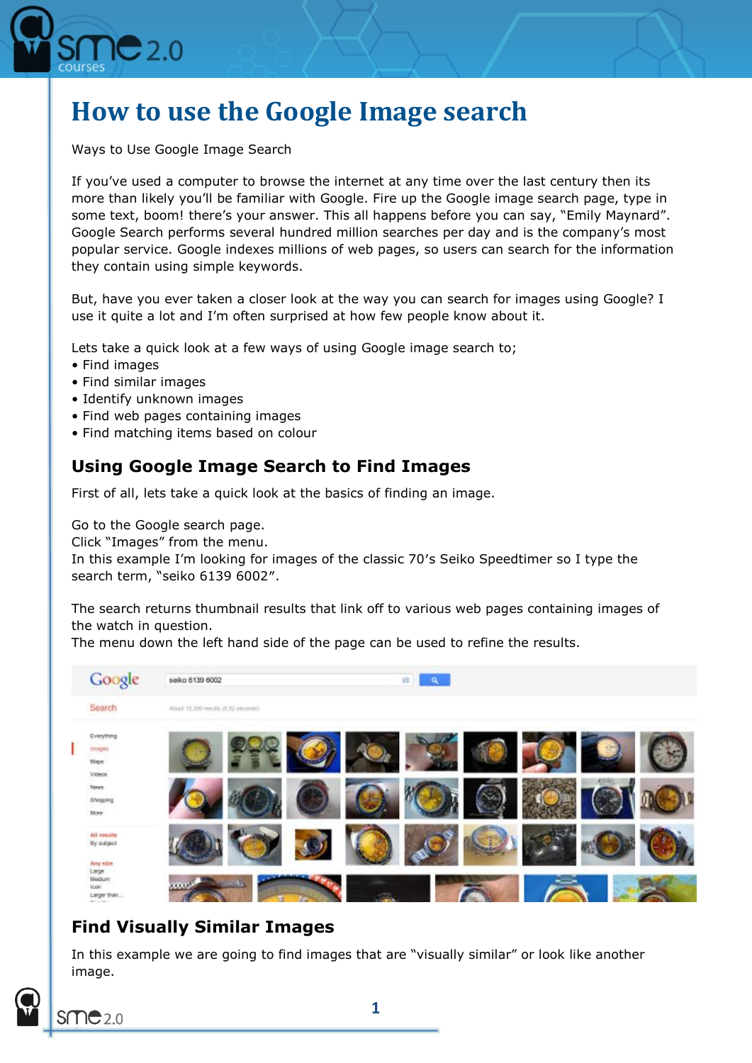# How to use the Google Image search

Ways to Use Google Image Search

If you've used a computer to browse the internet at any time over the last century then its more than likely you'll be familiar with Google. Fire up the Google image search page, type in some text, boom! there's your answer. This all happens before you can say, "Emily Maynard". Google Search performs several hundred million searches per day and is the company's most popular service. Google indexes millions of web pages, so users can search for the information they contain using simple keywords.

But, have you ever taken a closer look at the way you can search for images using Google? I use it quite a lot and I'm often surprised at how few people know about it.

Lets take a quick look at a few ways of using Google image search to;

- Find images
- Find similar images
- Identify unknown images
- Find web pages containing images
- Find matching items based on colour

## Using Google Image Search to Find Images

First of all, lets take a quick look at the basics of finding an image.

Go to the Google search page.
Click "Images" from the menu.
In this example I'm looking for images of the classic 70's Seiko Speedtimer so I type the search term, "seiko 6139 6002".

The search returns thumbnail results that link off to various web pages containing images of the watch in question.
The menu down the left hand side of the page can be used to refine the results.

## Find Visually Similar Images

In this example we are going to find images that are "visually similar" or look like another image.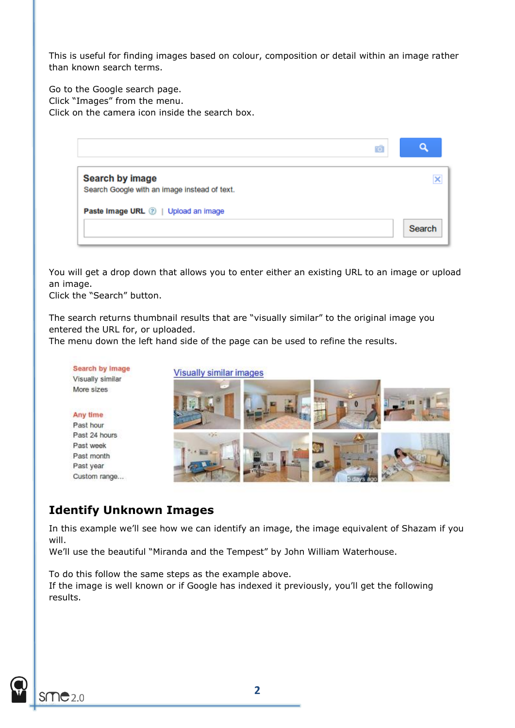This is useful for finding images based on colour, composition or detail within an image rather than known search terms.

Go to the Google search page.
Click "Images" from the menu.
Click on the camera icon inside the search box.

You will get a drop down that allows you to enter either an existing URL to an image or upload an image.
Click the "Search" button.

The search returns thumbnail results that are "visually similar" to the original image you entered the URL for, or uploaded.
The menu down the left hand side of the page can be used to refine the results.

## Identify Unknown Images

In this example we'll see how we can identify an image, the image equivalent of Shazam if you will.
We'll use the beautiful "Miranda and the Tempest" by John William Waterhouse.

To do this follow the same steps as the example above.
If the image is well known or if Google has indexed it previously, you'll get the following results.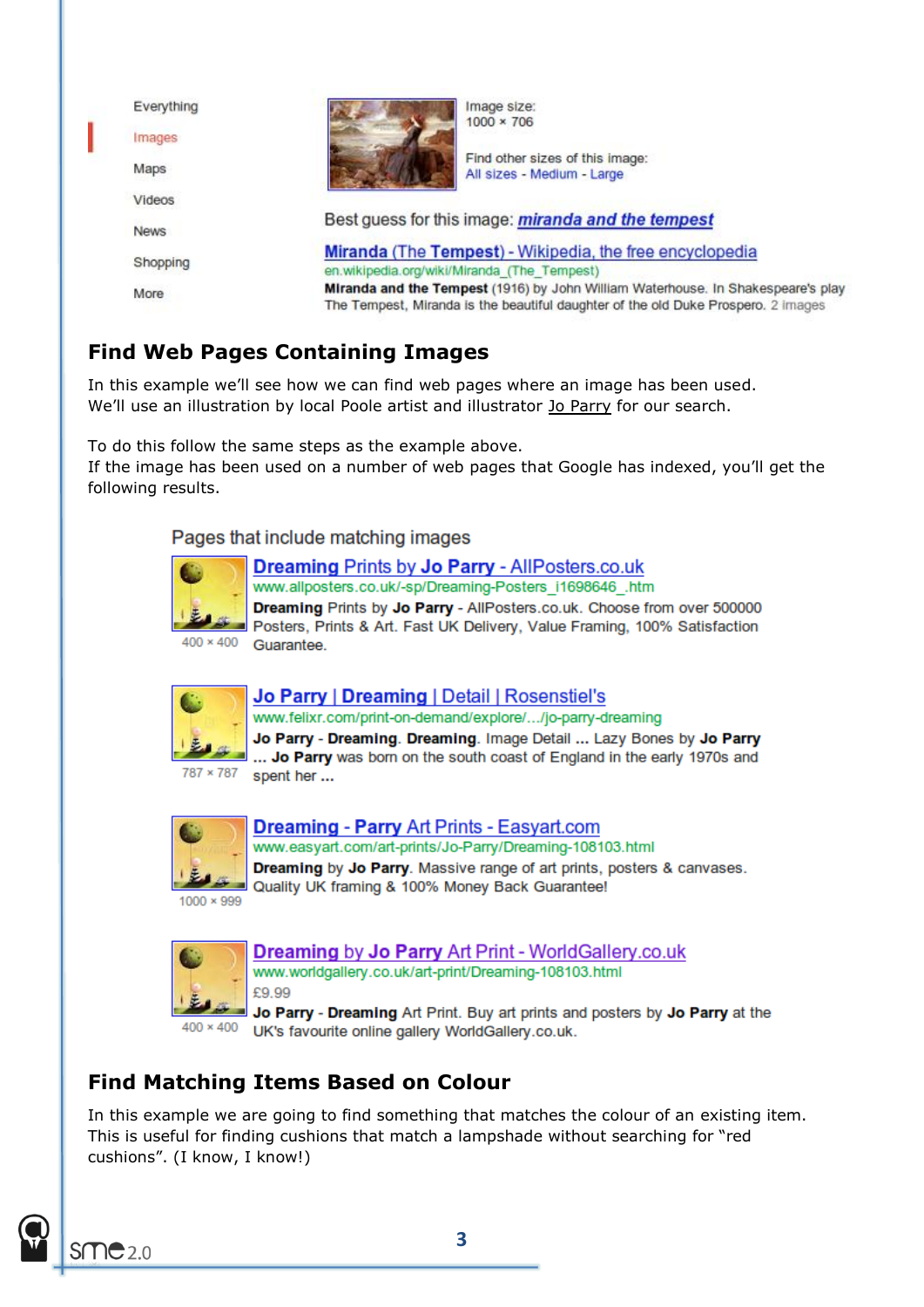Everything

Images

Maps

Videos

News

Shopping

More

Image size:
1000 × 706

Find other sizes of this image:
All sizes - Medium - Large

Best guess for this image: *miranda and the tempest*

Miranda (The Tempest) - Wikipedia, the free encyclopedia
en.wikipedia.org/wiki/Miranda_(The_Tempest)
**Miranda and the Tempest** (1916) by John William Waterhouse. In Shakespeare's play The Tempest, Miranda is the beautiful daughter of the old Duke Prospero. 2 images

## Find Web Pages Containing Images

In this example we'll see how we can find web pages where an image has been used. We'll use an illustration by local Poole artist and illustrator Jo Parry for our search.

To do this follow the same steps as the example above.
If the image has been used on a number of web pages that Google has indexed, you'll get the following results.

Pages that include matching images

**Dreaming** Prints by **Jo Parry** - AllPosters.co.uk
www.allposters.co.uk/-sp/Dreaming-Posters_i1698646_.htm
**Dreaming** Prints by **Jo Parry** - AllPosters.co.uk. Choose from over 500000 Posters, Prints & Art. Fast UK Delivery, Value Framing, 100% Satisfaction Guarantee.
400 × 400

**Jo Parry** | **Dreaming** | Detail | Rosenstiel's
www.felixr.com/print-on-demand/explore/.../jo-parry-dreaming
**Jo Parry** - **Dreaming**. **Dreaming**. Image Detail ... Lazy Bones by **Jo Parry** ... **Jo Parry** was born on the south coast of England in the early 1970s and spent her ...
787 × 787

**Dreaming** - **Parry** Art Prints - Easyart.com
www.easyart.com/art-prints/Jo-Parry/Dreaming-108103.html
**Dreaming** by **Jo Parry**. Massive range of art prints, posters & canvases. Quality UK framing & 100% Money Back Guarantee!
1000 × 999

**Dreaming** by **Jo Parry** Art Print - WorldGallery.co.uk
www.worldgallery.co.uk/art-print/Dreaming-108103.html
£9.99
**Jo Parry** - **Dreaming** Art Print. Buy art prints and posters by **Jo Parry** at the UK's favourite online gallery WorldGallery.co.uk.
400 × 400

## Find Matching Items Based on Colour

In this example we are going to find something that matches the colour of an existing item. This is useful for finding cushions that match a lampshade without searching for "red cushions". (I know, I know!)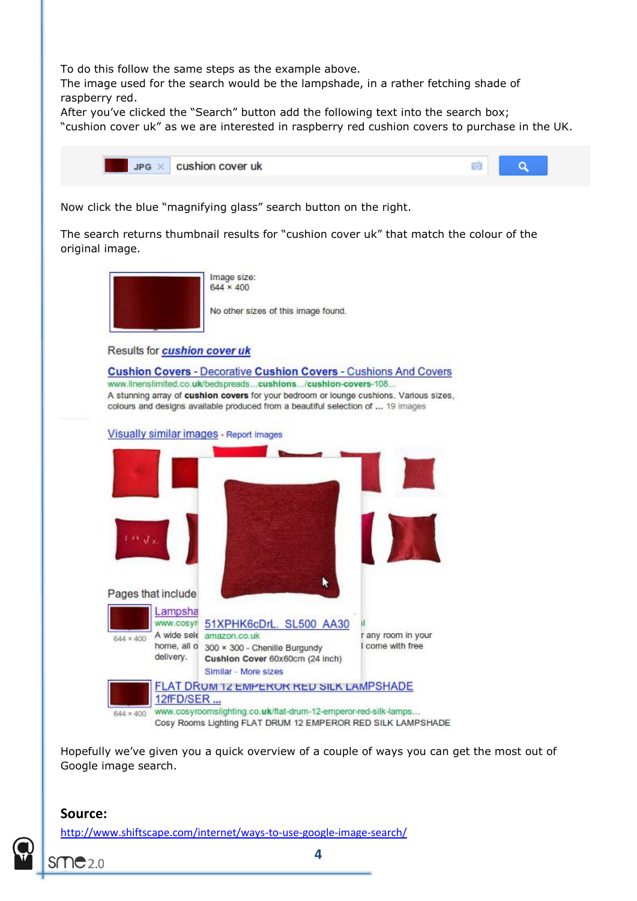To do this follow the same steps as the example above.
The image used for the search would be the lampshade, in a rather fetching shade of raspberry red.
After you've clicked the "Search" button add the following text into the search box; "cushion cover uk" as we are interested in raspberry red cushion covers to purchase in the UK.

JPG × cushion cover uk

Now click the blue "magnifying glass" search button on the right.

The search returns thumbnail results for "cushion cover uk" that match the colour of the original image.

Image size:
644 × 400

No other sizes of this image found.

Results for *cushion cover uk*

**Cushion Covers** - Decorative **Cushion Covers** - Cushions And Covers
www.linenslimited.co.uk/bedspreads...cushions.../cushion-covers-108...
A stunning array of **cushion covers** for your bedroom or lounge cushions. Various sizes, colours and designs available produced from a beautiful selection of ... 19 images

Visually similar images - Report images

Pages that include

Lampsha
www.cosyr
A wide sele
home, all o
delivery.

644 × 400

51XPHK6cDrL._SL500_AA30
amazon.co.uk
300 × 300 - Chenille Burgundy
**Cushion Cover** 60x60cm (24 inch)
Similar - More sizes

r any room in your
come with free

FLAT DRUM 12 EMPEROR RED SILK LAMPSHADE 12fFD/SER ...
www.cosyroomslighting.co.uk/flat-drum-12-emperor-red-silk-lamps...
Cosy Rooms Lighting FLAT DRUM 12 EMPEROR RED SILK LAMPSHADE

644 × 400

Hopefully we've given you a quick overview of a couple of ways you can get the most out of Google image search.

## Source:

http://www.shiftscape.com/internet/ways-to-use-google-image-search/